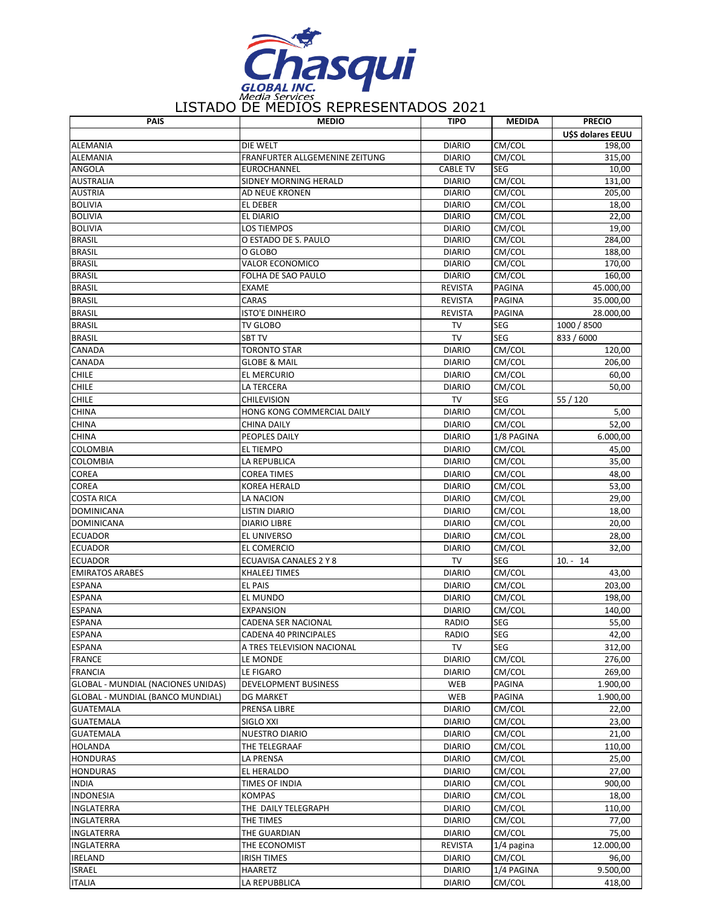Chasqui GLOBAL INC. Media Services

# LISTADO DE MEDIOS REPRESENTADOS 2021

| PAIS | MEDIO | TIPO | MEDIDA | PRECIO |
|---|---|---|---|---|
| | | | | U$S dolares EEUU |
| ALEMANIA | DIE WELT | DIARIO | CM/COL | 198,00 |
| ALEMANIA | FRANFURTER ALLGEMENINE ZEITUNG | DIARIO | CM/COL | 315,00 |
| ANGOLA | EUROCHANNEL | CABLE TV | SEG | 10,00 |
| AUSTRALIA | SIDNEY MORNING HERALD | DIARIO | CM/COL | 131,00 |
| AUSTRIA | AD NEUE KRONEN | DIARIO | CM/COL | 205,00 |
| BOLIVIA | EL DEBER | DIARIO | CM/COL | 18,00 |
| BOLIVIA | EL DIARIO | DIARIO | CM/COL | 22,00 |
| BOLIVIA | LOS TIEMPOS | DIARIO | CM/COL | 19,00 |
| BRASIL | O ESTADO DE S. PAULO | DIARIO | CM/COL | 284,00 |
| BRASIL | O GLOBO | DIARIO | CM/COL | 188,00 |
| BRASIL | VALOR ECONOMICO | DIARIO | CM/COL | 170,00 |
| BRASIL | FOLHA DE SAO PAULO | DIARIO | CM/COL | 160,00 |
| BRASIL | EXAME | REVISTA | PAGINA | 45.000,00 |
| BRASIL | CARAS | REVISTA | PAGINA | 35.000,00 |
| BRASIL | ISTO'E DINHEIRO | REVISTA | PAGINA | 28.000,00 |
| BRASIL | TV GLOBO | TV | SEG | 1000 / 8500 |
| BRASIL | SBT TV | TV | SEG | 833 / 6000 |
| CANADA | TORONTO STAR | DIARIO | CM/COL | 120,00 |
| CANADA | GLOBE & MAIL | DIARIO | CM/COL | 206,00 |
| CHILE | EL MERCURIO | DIARIO | CM/COL | 60,00 |
| CHILE | LA TERCERA | DIARIO | CM/COL | 50,00 |
| CHILE | CHILEVISION | TV | SEG | 55 / 120 |
| CHINA | HONG KONG COMMERCIAL DAILY | DIARIO | CM/COL | 5,00 |
| CHINA | CHINA DAILY | DIARIO | CM/COL | 52,00 |
| CHINA | PEOPLES DAILY | DIARIO | 1/8 PAGINA | 6.000,00 |
| COLOMBIA | EL TIEMPO | DIARIO | CM/COL | 45,00 |
| COLOMBIA | LA REPUBLICA | DIARIO | CM/COL | 35,00 |
| COREA | COREA TIMES | DIARIO | CM/COL | 48,00 |
| COREA | KOREA HERALD | DIARIO | CM/COL | 53,00 |
| COSTA RICA | LA NACION | DIARIO | CM/COL | 29,00 |
| DOMINICANA | LISTIN DIARIO | DIARIO | CM/COL | 18,00 |
| DOMINICANA | DIARIO LIBRE | DIARIO | CM/COL | 20,00 |
| ECUADOR | EL UNIVERSO | DIARIO | CM/COL | 28,00 |
| ECUADOR | EL COMERCIO | DIARIO | CM/COL | 32,00 |
| ECUADOR | ECUAVISA CANALES 2 Y 8 | TV | SEG | 10. - 14 |
| EMIRATOS ARABES | KHALEEJ TIMES | DIARIO | CM/COL | 43,00 |
| ESPANA | EL PAIS | DIARIO | CM/COL | 203,00 |
| ESPANA | EL MUNDO | DIARIO | CM/COL | 198,00 |
| ESPANA | EXPANSION | DIARIO | CM/COL | 140,00 |
| ESPANA | CADENA SER NACIONAL | RADIO | SEG | 55,00 |
| ESPANA | CADENA 40 PRINCIPALES | RADIO | SEG | 42,00 |
| ESPANA | A TRES TELEVISION NACIONAL | TV | SEG | 312,00 |
| FRANCE | LE MONDE | DIARIO | CM/COL | 276,00 |
| FRANCIA | LE FIGARO | DIARIO | CM/COL | 269,00 |
| GLOBAL - MUNDIAL (NACIONES UNIDAS) | DEVELOPMENT BUSINESS | WEB | PAGINA | 1.900,00 |
| GLOBAL - MUNDIAL (BANCO MUNDIAL) | DG MARKET | WEB | PAGINA | 1.900,00 |
| GUATEMALA | PRENSA LIBRE | DIARIO | CM/COL | 22,00 |
| GUATEMALA | SIGLO XXI | DIARIO | CM/COL | 23,00 |
| GUATEMALA | NUESTRO DIARIO | DIARIO | CM/COL | 21,00 |
| HOLANDA | THE TELEGRAAF | DIARIO | CM/COL | 110,00 |
| HONDURAS | LA PRENSA | DIARIO | CM/COL | 25,00 |
| HONDURAS | EL HERALDO | DIARIO | CM/COL | 27,00 |
| INDIA | TIMES OF INDIA | DIARIO | CM/COL | 900,00 |
| INDONESIA | KOMPAS | DIARIO | CM/COL | 18,00 |
| INGLATERRA | THE DAILY TELEGRAPH | DIARIO | CM/COL | 110,00 |
| INGLATERRA | THE TIMES | DIARIO | CM/COL | 77,00 |
| INGLATERRA | THE GUARDIAN | DIARIO | CM/COL | 75,00 |
| INGLATERRA | THE ECONOMIST | REVISTA | 1/4 pagina | 12.000,00 |
| IRELAND | IRISH TIMES | DIARIO | CM/COL | 96,00 |
| ISRAEL | HAARETZ | DIARIO | 1/4 PAGINA | 9.500,00 |
| ITALIA | LA REPUBBLICA | DIARIO | CM/COL | 418,00 |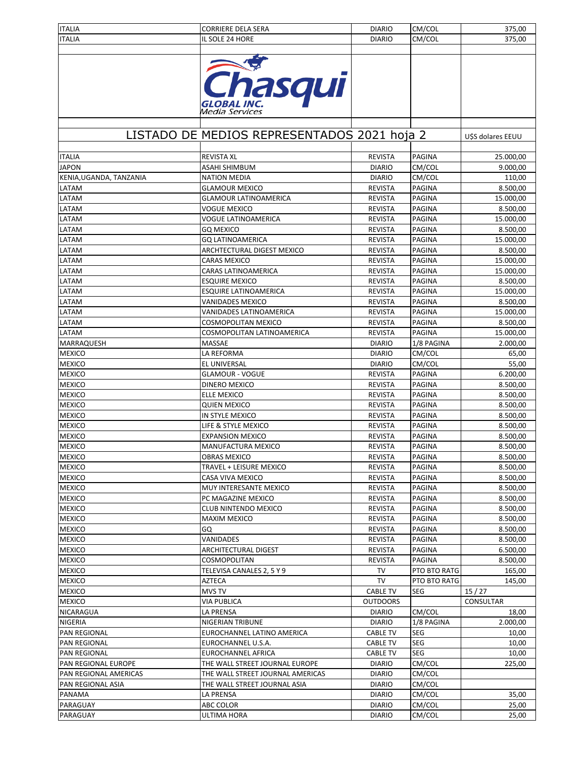| | | | | |
|---|---|---|---|---|
| ITALIA | CORRIERE DELA SERA | DIARIO | CM/COL | 375,00 |
| ITALIA | IL SOLE 24 HORE | DIARIO | CM/COL | 375,00 |

Chasqui GLOBAL INC. Media Services

## LISTADO DE MEDIOS REPRESENTADOS 2021 hoja 2

| | | | | U$S dolares EEUU |
|---|---|---|---|---|
| ITALIA | REVISTA XL | REVISTA | PAGINA | 25.000,00 |
| JAPON | ASAHI SHIMBUM | DIARIO | CM/COL | 9.000,00 |
| KENIA,UGANDA, TANZANIA | NATION MEDIA | DIARIO | CM/COL | 110,00 |
| LATAM | GLAMOUR MEXICO | REVISTA | PAGINA | 8.500,00 |
| LATAM | GLAMOUR LATINOAMERICA | REVISTA | PAGINA | 15.000,00 |
| LATAM | VOGUE MEXICO | REVISTA | PAGINA | 8.500,00 |
| LATAM | VOGUE LATINOAMERICA | REVISTA | PAGINA | 15.000,00 |
| LATAM | GQ MEXICO | REVISTA | PAGINA | 8.500,00 |
| LATAM | GQ LATINOAMERICA | REVISTA | PAGINA | 15.000,00 |
| LATAM | ARCHTECTURAL DIGEST MEXICO | REVISTA | PAGINA | 8.500,00 |
| LATAM | CARAS MEXICO | REVISTA | PAGINA | 15.000,00 |
| LATAM | CARAS LATINOAMERICA | REVISTA | PAGINA | 15.000,00 |
| LATAM | ESQUIRE MEXICO | REVISTA | PAGINA | 8.500,00 |
| LATAM | ESQUIRE LATINOAMERICA | REVISTA | PAGINA | 15.000,00 |
| LATAM | VANIDADES MEXICO | REVISTA | PAGINA | 8.500,00 |
| LATAM | VANIDADES LATINOAMERICA | REVISTA | PAGINA | 15.000,00 |
| LATAM | COSMOPOLITAN MEXICO | REVISTA | PAGINA | 8.500,00 |
| LATAM | COSMOPOLITAN LATINOAMERICA | REVISTA | PAGINA | 15.000,00 |
| MARRAQUESH | MASSAE | DIARIO | 1/8 PAGINA | 2.000,00 |
| MEXICO | LA REFORMA | DIARIO | CM/COL | 65,00 |
| MEXICO | EL UNIVERSAL | DIARIO | CM/COL | 55,00 |
| MEXICO | GLAMOUR - VOGUE | REVISTA | PAGINA | 6.200,00 |
| MEXICO | DINERO MEXICO | REVISTA | PAGINA | 8.500,00 |
| MEXICO | ELLE MEXICO | REVISTA | PAGINA | 8.500,00 |
| MEXICO | QUIEN MEXICO | REVISTA | PAGINA | 8.500,00 |
| MEXICO | IN STYLE MEXICO | REVISTA | PAGINA | 8.500,00 |
| MEXICO | LIFE & STYLE MEXICO | REVISTA | PAGINA | 8.500,00 |
| MEXICO | EXPANSION MEXICO | REVISTA | PAGINA | 8.500,00 |
| MEXICO | MANUFACTURA MEXICO | REVISTA | PAGINA | 8.500,00 |
| MEXICO | OBRAS MEXICO | REVISTA | PAGINA | 8.500,00 |
| MEXICO | TRAVEL + LEISURE MEXICO | REVISTA | PAGINA | 8.500,00 |
| MEXICO | CASA VIVA MEXICO | REVISTA | PAGINA | 8.500,00 |
| MEXICO | MUY INTERESANTE MEXICO | REVISTA | PAGINA | 8.500,00 |
| MEXICO | PC MAGAZINE MEXICO | REVISTA | PAGINA | 8.500,00 |
| MEXICO | CLUB NINTENDO MEXICO | REVISTA | PAGINA | 8.500,00 |
| MEXICO | MAXIM MEXICO | REVISTA | PAGINA | 8.500,00 |
| MEXICO | GQ | REVISTA | PAGINA | 8.500,00 |
| MEXICO | VANIDADES | REVISTA | PAGINA | 8.500,00 |
| MEXICO | ARCHITECTURAL DIGEST | REVISTA | PAGINA | 6.500,00 |
| MEXICO | COSMOPOLITAN | REVISTA | PAGINA | 8.500,00 |
| MEXICO | TELEVISA CANALES 2, 5 Y 9 | TV | PTO BTO RATG | 165,00 |
| MEXICO | AZTECA | TV | PTO BTO RATG | 145,00 |
| MEXICO | MVS TV | CABLE TV | SEG | 15 / 27 |
| MEXICO | VIA PUBLICA | OUTDOORS | | CONSULTAR |
| NICARAGUA | LA PRENSA | DIARIO | CM/COL | 18,00 |
| NIGERIA | NIGERIAN TRIBUNE | DIARIO | 1/8 PAGINA | 2.000,00 |
| PAN REGIONAL | EUROCHANNEL LATINO AMERICA | CABLE TV | SEG | 10,00 |
| PAN REGIONAL | EUROCHANNEL U.S.A. | CABLE TV | SEG | 10,00 |
| PAN REGIONAL | EUROCHANNEL AFRICA | CABLE TV | SEG | 10,00 |
| PAN REGIONAL EUROPE | THE WALL STREET JOURNAL EUROPE | DIARIO | CM/COL | 225,00 |
| PAN REGIONAL AMERICAS | THE WALL STREET JOURNAL AMERICAS | DIARIO | CM/COL | |
| PAN REGIONAL ASIA | THE WALL STREET JOURNAL ASIA | DIARIO | CM/COL | |
| PANAMA | LA PRENSA | DIARIO | CM/COL | 35,00 |
| PARAGUAY | ABC COLOR | DIARIO | CM/COL | 25,00 |
| PARAGUAY | ULTIMA HORA | DIARIO | CM/COL | 25,00 |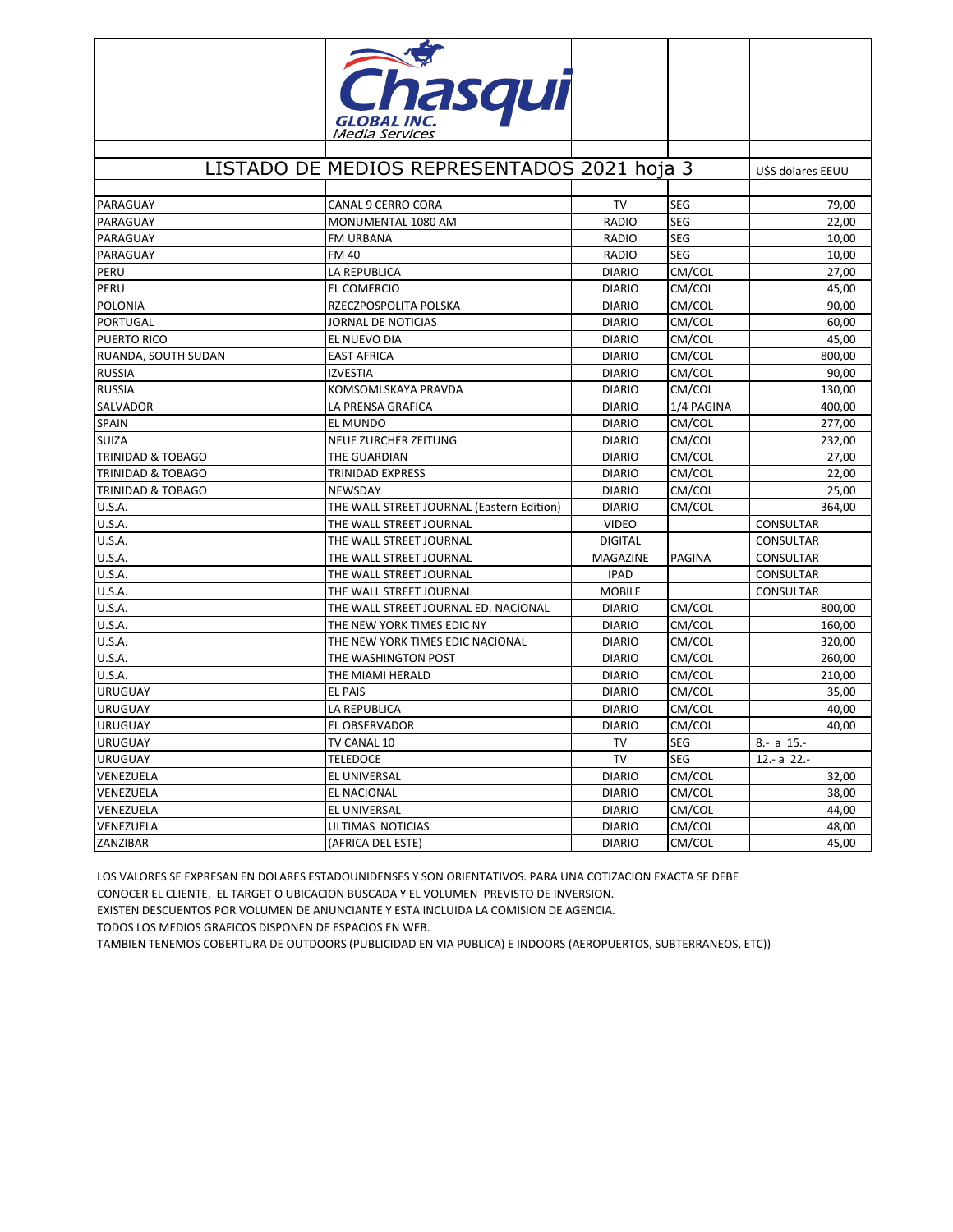Chasqui GLOBAL INC. Media Services

## LISTADO DE MEDIOS REPRESENTADOS 2021 hoja 3

| | | | | U$S dolares EEUU |
|---|---|---|---|---|
| PARAGUAY | CANAL 9 CERRO CORA | TV | SEG | 79,00 |
| PARAGUAY | MONUMENTAL 1080 AM | RADIO | SEG | 22,00 |
| PARAGUAY | FM URBANA | RADIO | SEG | 10,00 |
| PARAGUAY | FM 40 | RADIO | SEG | 10,00 |
| PERU | LA REPUBLICA | DIARIO | CM/COL | 27,00 |
| PERU | EL COMERCIO | DIARIO | CM/COL | 45,00 |
| POLONIA | RZECZPOSPOLITA POLSKA | DIARIO | CM/COL | 90,00 |
| PORTUGAL | JORNAL DE NOTICIAS | DIARIO | CM/COL | 60,00 |
| PUERTO RICO | EL NUEVO DIA | DIARIO | CM/COL | 45,00 |
| RUANDA, SOUTH SUDAN | EAST AFRICA | DIARIO | CM/COL | 800,00 |
| RUSSIA | IZVESTIA | DIARIO | CM/COL | 90,00 |
| RUSSIA | KOMSOMLSKAYA PRAVDA | DIARIO | CM/COL | 130,00 |
| SALVADOR | LA PRENSA GRAFICA | DIARIO | 1/4 PAGINA | 400,00 |
| SPAIN | EL MUNDO | DIARIO | CM/COL | 277,00 |
| SUIZA | NEUE ZURCHER ZEITUNG | DIARIO | CM/COL | 232,00 |
| TRINIDAD & TOBAGO | THE GUARDIAN | DIARIO | CM/COL | 27,00 |
| TRINIDAD & TOBAGO | TRINIDAD EXPRESS | DIARIO | CM/COL | 22,00 |
| TRINIDAD & TOBAGO | NEWSDAY | DIARIO | CM/COL | 25,00 |
| U.S.A. | THE WALL STREET JOURNAL (Eastern Edition) | DIARIO | CM/COL | 364,00 |
| U.S.A. | THE WALL STREET JOURNAL | VIDEO | | CONSULTAR |
| U.S.A. | THE WALL STREET JOURNAL | DIGITAL | | CONSULTAR |
| U.S.A. | THE WALL STREET JOURNAL | MAGAZINE | PAGINA | CONSULTAR |
| U.S.A. | THE WALL STREET JOURNAL | IPAD | | CONSULTAR |
| U.S.A. | THE WALL STREET JOURNAL | MOBILE | | CONSULTAR |
| U.S.A. | THE WALL STREET JOURNAL ED. NACIONAL | DIARIO | CM/COL | 800,00 |
| U.S.A. | THE NEW YORK TIMES EDIC NY | DIARIO | CM/COL | 160,00 |
| U.S.A. | THE NEW YORK TIMES EDIC NACIONAL | DIARIO | CM/COL | 320,00 |
| U.S.A. | THE WASHINGTON POST | DIARIO | CM/COL | 260,00 |
| U.S.A. | THE MIAMI HERALD | DIARIO | CM/COL | 210,00 |
| URUGUAY | EL PAIS | DIARIO | CM/COL | 35,00 |
| URUGUAY | LA REPUBLICA | DIARIO | CM/COL | 40,00 |
| URUGUAY | EL OBSERVADOR | DIARIO | CM/COL | 40,00 |
| URUGUAY | TV CANAL 10 | TV | SEG | 8.- a 15.- |
| URUGUAY | TELEDOCE | TV | SEG | 12.- a 22.- |
| VENEZUELA | EL UNIVERSAL | DIARIO | CM/COL | 32,00 |
| VENEZUELA | EL NACIONAL | DIARIO | CM/COL | 38,00 |
| VENEZUELA | EL UNIVERSAL | DIARIO | CM/COL | 44,00 |
| VENEZUELA | ULTIMAS NOTICIAS | DIARIO | CM/COL | 48,00 |
| ZANZIBAR | (AFRICA DEL ESTE) | DIARIO | CM/COL | 45,00 |

LOS VALORES SE EXPRESAN EN DOLARES ESTADOUNIDENSES Y SON ORIENTATIVOS. PARA UNA COTIZACION EXACTA SE DEBE CONOCER EL CLIENTE, EL TARGET O UBICACION BUSCADA Y EL VOLUMEN PREVISTO DE INVERSION.

EXISTEN DESCUENTOS POR VOLUMEN DE ANUNCIANTE Y ESTA INCLUIDA LA COMISION DE AGENCIA.

TODOS LOS MEDIOS GRAFICOS DISPONEN DE ESPACIOS EN WEB.

TAMBIEN TENEMOS COBERTURA DE OUTDOORS (PUBLICIDAD EN VIA PUBLICA) E INDOORS (AEROPUERTOS, SUBTERRANEOS, ETC))